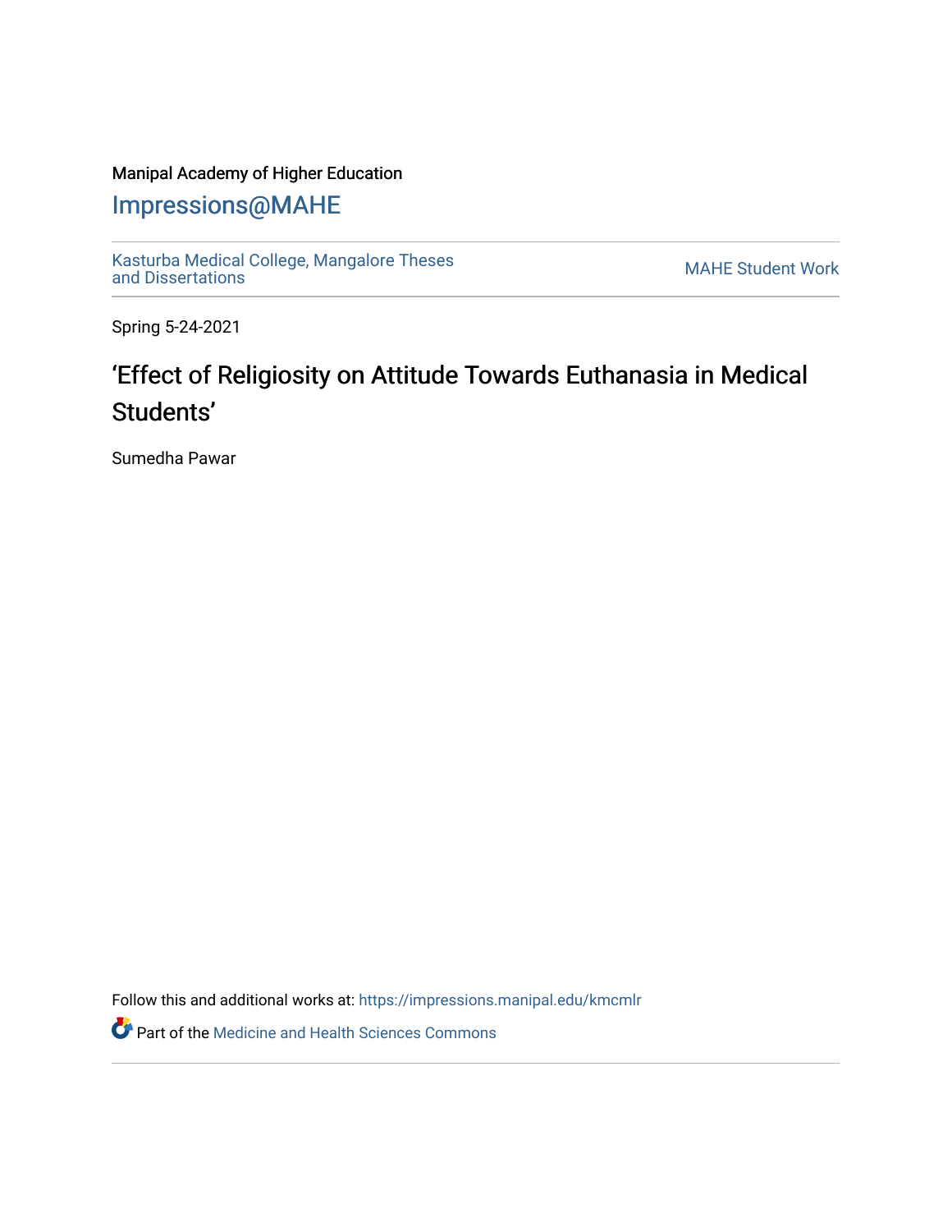Manipal Academy of Higher Education

# Impressions@MAHE

Kasturba Medical College, Mangalore Theses and Dissertations

MAHE Student Work

Spring 5-24-2021

# ‘Effect of Religiosity on Attitude Towards Euthanasia in Medical Students’

Sumedha Pawar

Follow this and additional works at: https://impressions.manipal.edu/kmcmlr

Part of the Medicine and Health Sciences Commons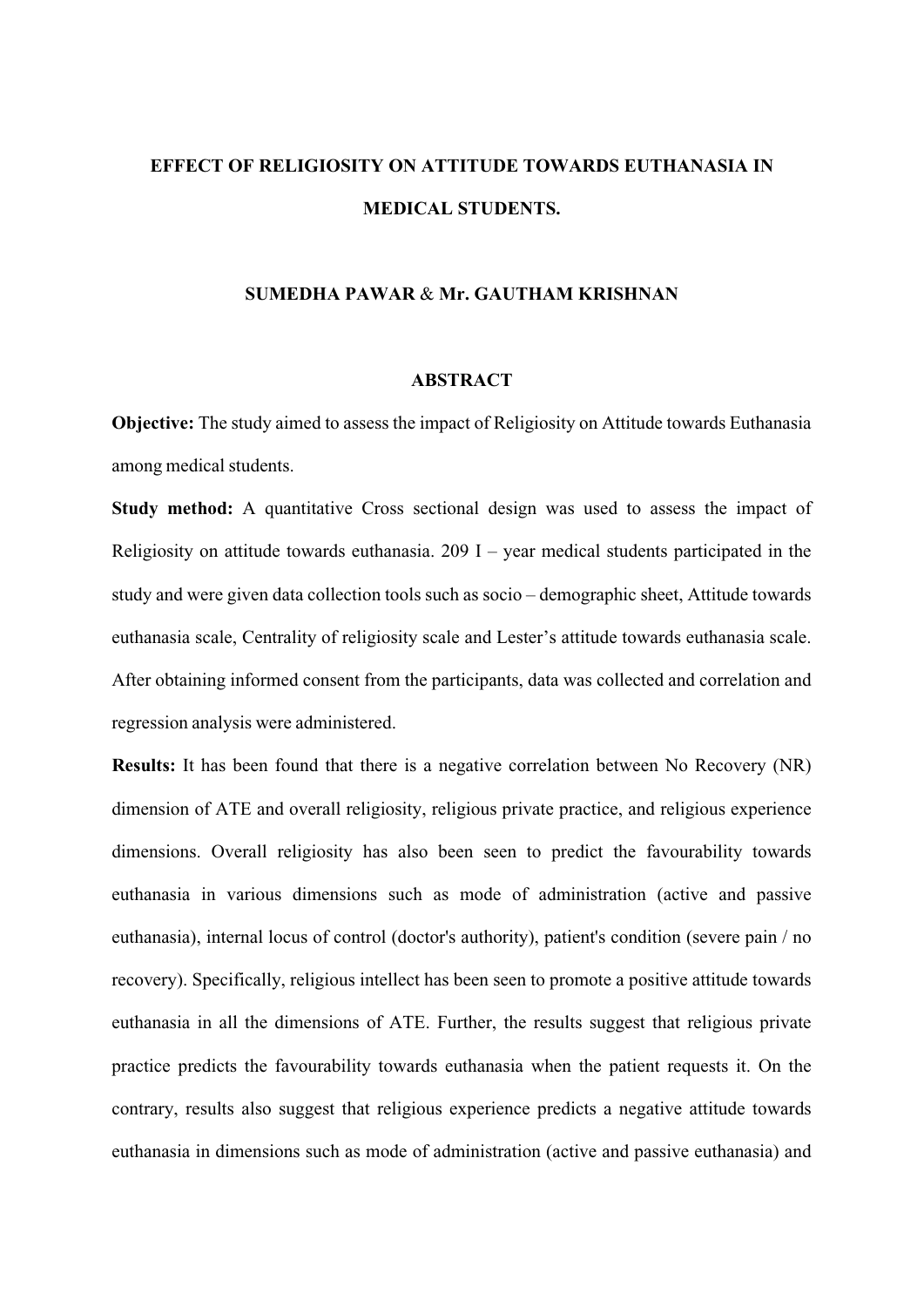**EFFECT OF RELIGIOSITY ON ATTITUDE TOWARDS EUTHANASIA IN MEDICAL STUDENTS.**

**SUMEDHA PAWAR & Mr. GAUTHAM KRISHNAN**

**ABSTRACT**

**Objective:** The study aimed to assess the impact of Religiosity on Attitude towards Euthanasia among medical students.

**Study method:** A quantitative Cross sectional design was used to assess the impact of Religiosity on attitude towards euthanasia. 209 I – year medical students participated in the study and were given data collection tools such as socio – demographic sheet, Attitude towards euthanasia scale, Centrality of religiosity scale and Lester's attitude towards euthanasia scale. After obtaining informed consent from the participants, data was collected and correlation and regression analysis were administered.

**Results:** It has been found that there is a negative correlation between No Recovery (NR) dimension of ATE and overall religiosity, religious private practice, and religious experience dimensions. Overall religiosity has also been seen to predict the favourability towards euthanasia in various dimensions such as mode of administration (active and passive euthanasia), internal locus of control (doctor's authority), patient's condition (severe pain / no recovery). Specifically, religious intellect has been seen to promote a positive attitude towards euthanasia in all the dimensions of ATE. Further, the results suggest that religious private practice predicts the favourability towards euthanasia when the patient requests it. On the contrary, results also suggest that religious experience predicts a negative attitude towards euthanasia in dimensions such as mode of administration (active and passive euthanasia) and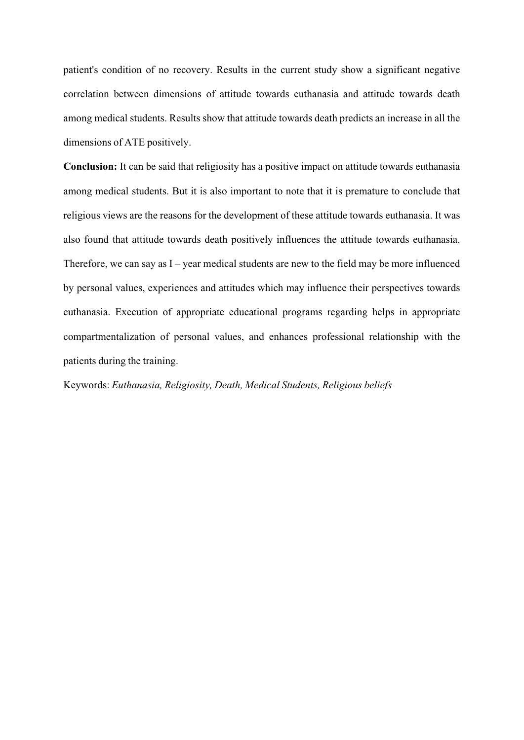patient's condition of no recovery. Results in the current study show a significant negative correlation between dimensions of attitude towards euthanasia and attitude towards death among medical students. Results show that attitude towards death predicts an increase in all the dimensions of ATE positively.

**Conclusion:** It can be said that religiosity has a positive impact on attitude towards euthanasia among medical students. But it is also important to note that it is premature to conclude that religious views are the reasons for the development of these attitude towards euthanasia. It was also found that attitude towards death positively influences the attitude towards euthanasia. Therefore, we can say as I – year medical students are new to the field may be more influenced by personal values, experiences and attitudes which may influence their perspectives towards euthanasia. Execution of appropriate educational programs regarding helps in appropriate compartmentalization of personal values, and enhances professional relationship with the patients during the training.

Keywords: *Euthanasia, Religiosity, Death, Medical Students, Religious beliefs*